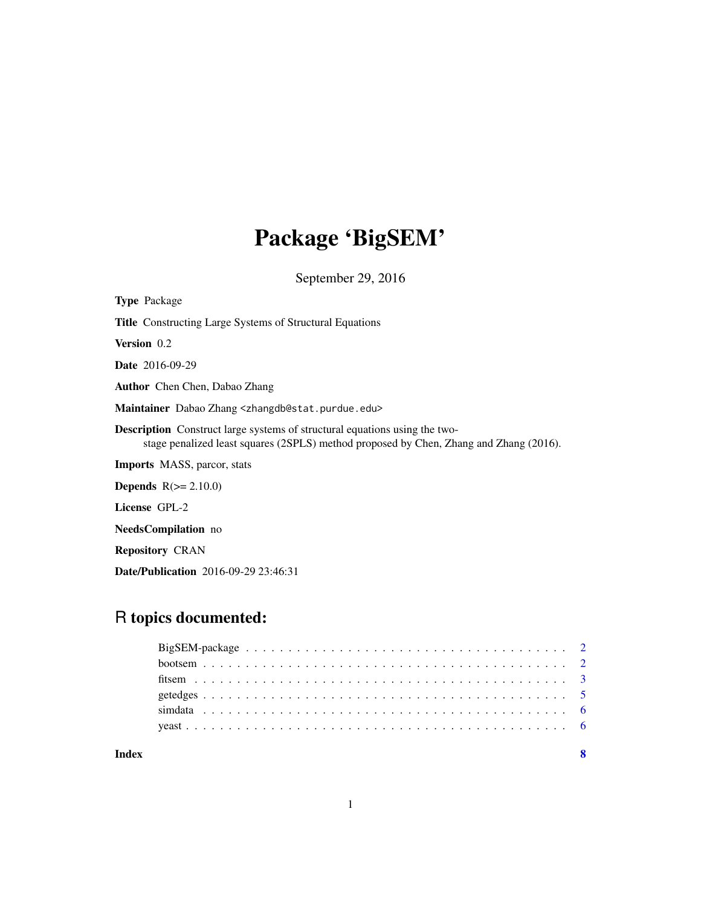# Package 'BigSEM'

September 29, 2016

**Type** Package

**Title** Constructing Large Systems of Structural Equations

**Version** 0.2

**Date** 2016-09-29

**Author** Chen Chen, Dabao Zhang

**Maintainer** Dabao Zhang <zhangdb@stat.purdue.edu>

**Description** Construct large systems of structural equations using the two-stage penalized least squares (2SPLS) method proposed by Chen, Zhang and Zhang (2016).

**Imports** MASS, parcor, stats

**Depends** R(>= 2.10.0)

**License** GPL-2

**NeedsCompilation** no

**Repository** CRAN

**Date/Publication** 2016-09-29 23:46:31

## R topics documented:

- BigSEM-package . . . . . . . . . . . . . . . . . . . . . . . . . . . . . . . . . . . 2
- bootsem . . . . . . . . . . . . . . . . . . . . . . . . . . . . . . . . . . . . . . . . 2
- fitsem . . . . . . . . . . . . . . . . . . . . . . . . . . . . . . . . . . . . . . . . . 3
- getedges . . . . . . . . . . . . . . . . . . . . . . . . . . . . . . . . . . . . . . . 5
- simdata . . . . . . . . . . . . . . . . . . . . . . . . . . . . . . . . . . . . . . . . 6
- yeast . . . . . . . . . . . . . . . . . . . . . . . . . . . . . . . . . . . . . . . . . 6

**Index** **8**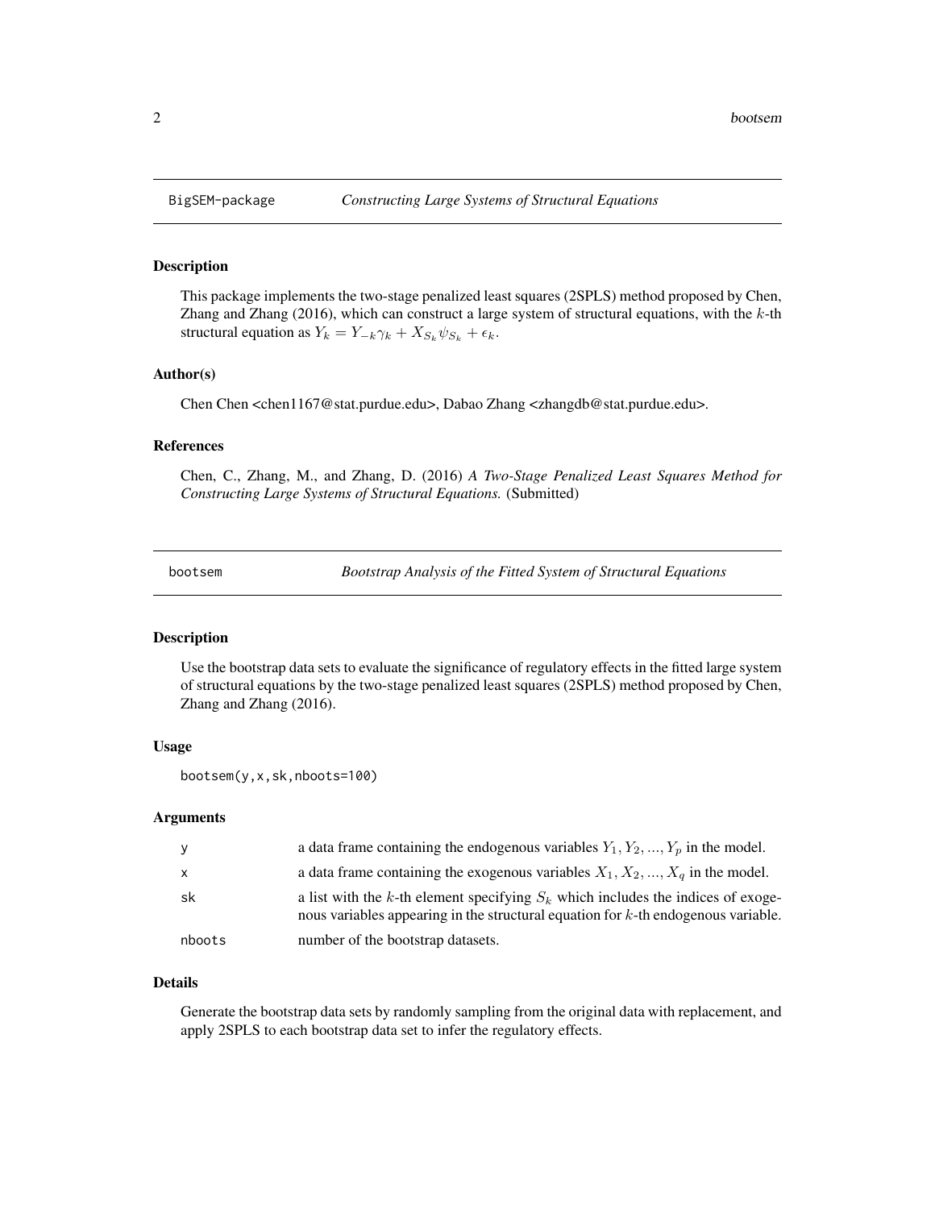# BigSEM-package — *Constructing Large Systems of Structural Equations*

## Description

This package implements the two-stage penalized least squares (2SPLS) method proposed by Chen, Zhang and Zhang (2016), which can construct a large system of structural equations, with the $k$-th structural equation as $Y_k = Y_{-k}\gamma_k + X_{S_k}\psi_{S_k} + \epsilon_k$.

## Author(s)

Chen Chen <chen1167@stat.purdue.edu>, Dabao Zhang <zhangdb@stat.purdue.edu>.

## References

Chen, C., Zhang, M., and Zhang, D. (2016) *A Two-Stage Penalized Least Squares Method for Constructing Large Systems of Structural Equations.* (Submitted)

# bootsem — *Bootstrap Analysis of the Fitted System of Structural Equations*

## Description

Use the bootstrap data sets to evaluate the significance of regulatory effects in the fitted large system of structural equations by the two-stage penalized least squares (2SPLS) method proposed by Chen, Zhang and Zhang (2016).

## Usage

```
bootsem(y,x,sk,nboots=100)
```

## Arguments

| | |
|---|---|
| y | a data frame containing the endogenous variables $Y_1, Y_2, ..., Y_p$ in the model. |
| x | a data frame containing the exogenous variables $X_1, X_2, ..., X_q$ in the model. |
| sk | a list with the $k$-th element specifying $S_k$ which includes the indices of exogenous variables appearing in the structural equation for $k$-th endogenous variable. |
| nboots | number of the bootstrap datasets. |

## Details

Generate the bootstrap data sets by randomly sampling from the original data with replacement, and apply 2SPLS to each bootstrap data set to infer the regulatory effects.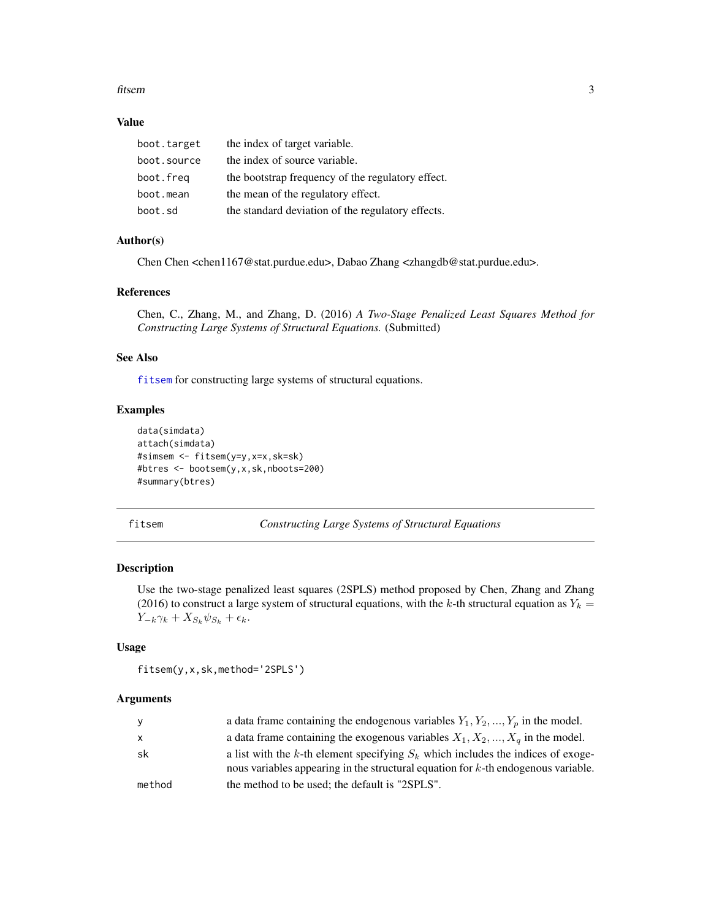### Value

| | |
|---|---|
| boot.target | the index of target variable. |
| boot.source | the index of source variable. |
| boot.freq | the bootstrap frequency of the regulatory effect. |
| boot.mean | the mean of the regulatory effect. |
| boot.sd | the standard deviation of the regulatory effects. |

### Author(s)

Chen Chen <chen1167@stat.purdue.edu>, Dabao Zhang <zhangdb@stat.purdue.edu>.

### References

Chen, C., Zhang, M., and Zhang, D. (2016) *A Two-Stage Penalized Least Squares Method for Constructing Large Systems of Structural Equations.* (Submitted)

### See Also

fitsem for constructing large systems of structural equations.

### Examples

```
data(simdata)
attach(simdata)
#simsem <- fitsem(y=y,x=x,sk=sk)
#btres <- bootsem(y,x,sk,nboots=200)
#summary(btres)
```

## fitsem — *Constructing Large Systems of Structural Equations*

### Description

Use the two-stage penalized least squares (2SPLS) method proposed by Chen, Zhang and Zhang (2016) to construct a large system of structural equations, with the $k$-th structural equation as $Y_k = Y_{-k}\gamma_k + X_{S_k}\psi_{S_k} + \epsilon_k$.

### Usage

```
fitsem(y,x,sk,method='2SPLS')
```

### Arguments

| | |
|---|---|
| y | a data frame containing the endogenous variables $Y_1, Y_2, ..., Y_p$ in the model. |
| x | a data frame containing the exogenous variables $X_1, X_2, ..., X_q$ in the model. |
| sk | a list with the $k$-th element specifying $S_k$ which includes the indices of exogenous variables appearing in the structural equation for $k$-th endogenous variable. |
| method | the method to be used; the default is "2SPLS". |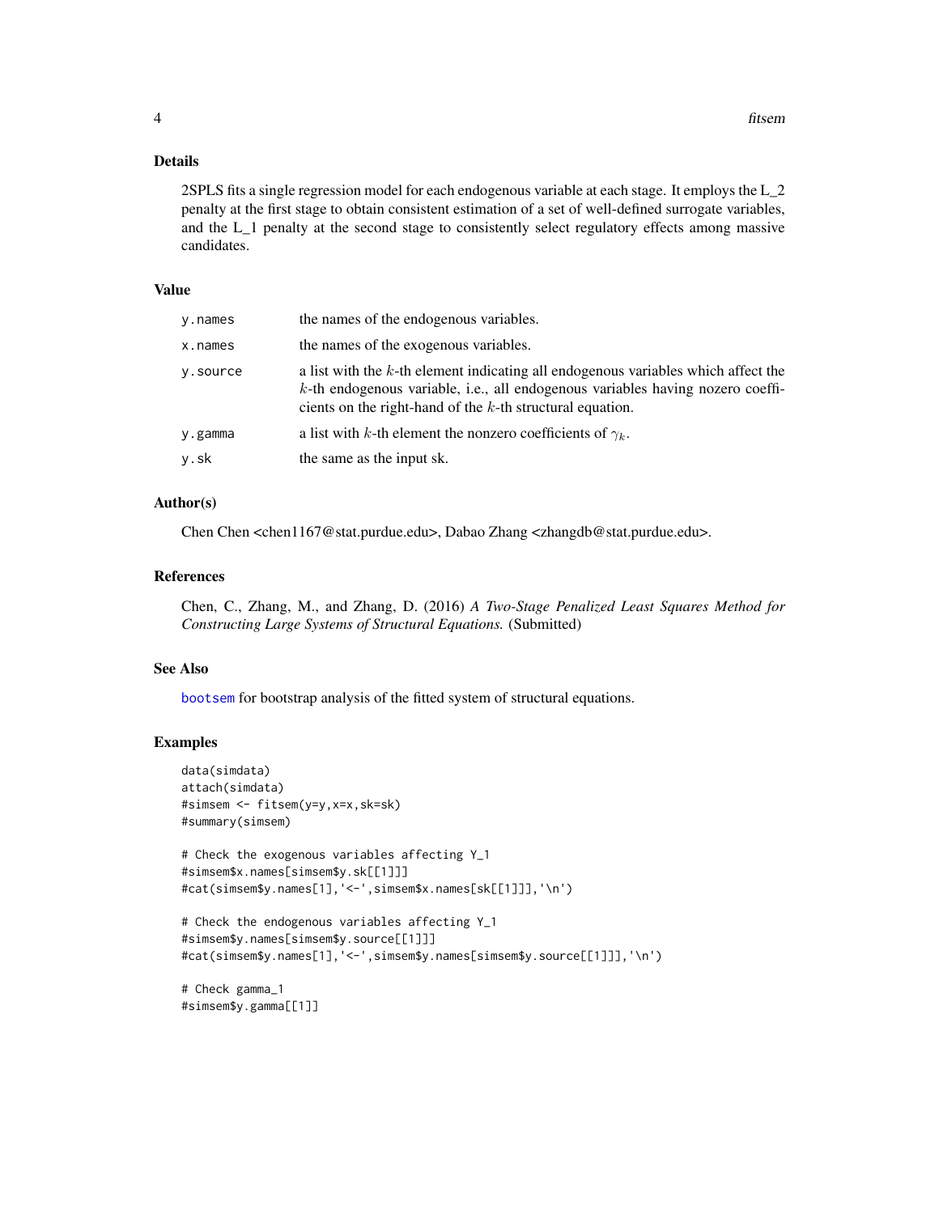### Details

2SPLS fits a single regression model for each endogenous variable at each stage. It employs the L_2 penalty at the first stage to obtain consistent estimation of a set of well-defined surrogate variables, and the L_1 penalty at the second stage to consistently select regulatory effects among massive candidates.

### Value

| | |
|---|---|
| y.names | the names of the endogenous variables. |
| x.names | the names of the exogenous variables. |
| y.source | a list with the $k$-th element indicating all endogenous variables which affect the $k$-th endogenous variable, i.e., all endogenous variables having nozero coefficients on the right-hand of the $k$-th structural equation. |
| y.gamma | a list with $k$-th element the nonzero coefficients of $\gamma_k$. |
| y.sk | the same as the input sk. |

### Author(s)

Chen Chen <chen1167@stat.purdue.edu>, Dabao Zhang <zhangdb@stat.purdue.edu>.

### References

Chen, C., Zhang, M., and Zhang, D. (2016) *A Two-Stage Penalized Least Squares Method for Constructing Large Systems of Structural Equations.* (Submitted)

### See Also

bootsem for bootstrap analysis of the fitted system of structural equations.

### Examples

```
data(simdata)
attach(simdata)
#simsem <- fitsem(y=y,x=x,sk=sk)
#summary(simsem)

# Check the exogenous variables affecting Y_1
#simsem$x.names[simsem$y.sk[[1]]]
#cat(simsem$y.names[1],'<-',simsem$x.names[sk[[1]]],'\n')

# Check the endogenous variables affecting Y_1
#simsem$y.names[simsem$y.source[[1]]]
#cat(simsem$y.names[1],'<-',simsem$y.names[simsem$y.source[[1]]],'\n')

# Check gamma_1
#simsem$y.gamma[[1]]
```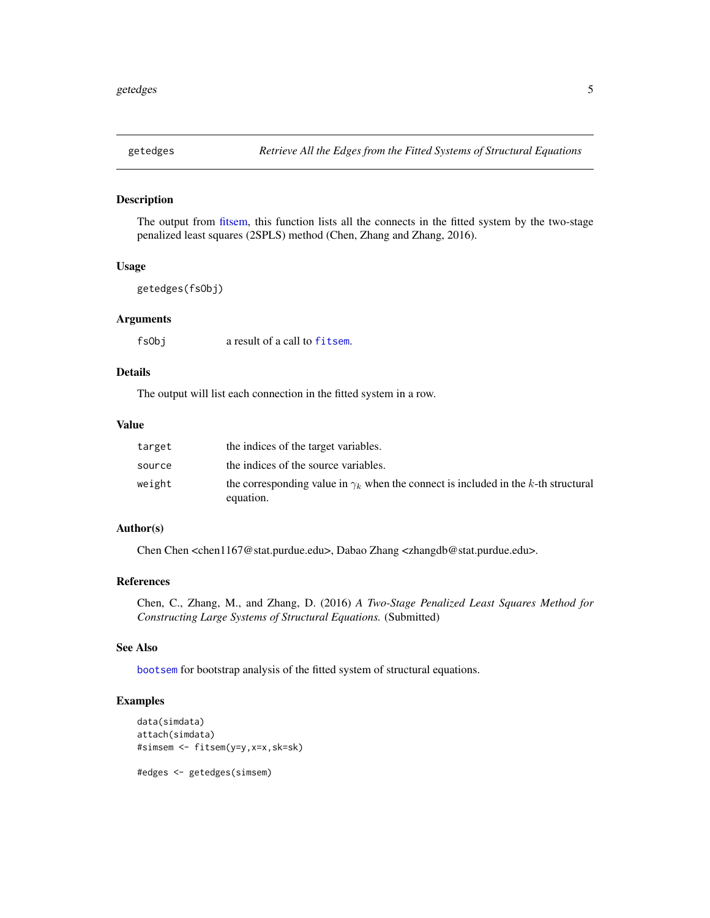# getedges — *Retrieve All the Edges from the Fitted Systems of Structural Equations*

## Description

The output from fitsem, this function lists all the connects in the fitted system by the two-stage penalized least squares (2SPLS) method (Chen, Zhang and Zhang, 2016).

## Usage

```
getedges(fsObj)
```

## Arguments

| | |
|---|---|
| `fsObj` | a result of a call to `fitsem`. |

## Details

The output will list each connection in the fitted system in a row.

## Value

| | |
|---|---|
| `target` | the indices of the target variables. |
| `source` | the indices of the source variables. |
| `weight` | the corresponding value in $\gamma_k$ when the connect is included in the $k$-th structural equation. |

## Author(s)

Chen Chen <chen1167@stat.purdue.edu>, Dabao Zhang <zhangdb@stat.purdue.edu>.

## References

Chen, C., Zhang, M., and Zhang, D. (2016) *A Two-Stage Penalized Least Squares Method for Constructing Large Systems of Structural Equations.* (Submitted)

## See Also

`bootsem` for bootstrap analysis of the fitted system of structural equations.

## Examples

```
data(simdata)
attach(simdata)
#simsem <- fitsem(y=y,x=x,sk=sk)

#edges <- getedges(simsem)
```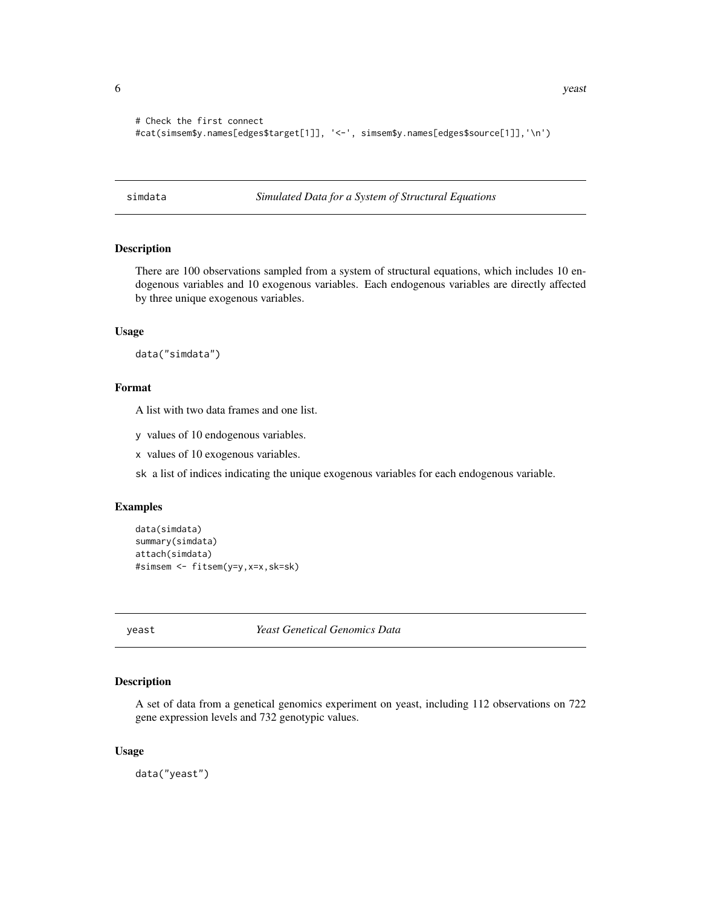```
# Check the first connect
#cat(simsem$y.names[edges$target[1]], '<-', simsem$y.names[edges$source[1]],'\n')
```

---

## simdata — *Simulated Data for a System of Structural Equations*

### Description

There are 100 observations sampled from a system of structural equations, which includes 10 endogenous variables and 10 exogenous variables. Each endogenous variables are directly affected by three unique exogenous variables.

### Usage

```
data("simdata")
```

### Format

A list with two data frames and one list.

- `y` values of 10 endogenous variables.
- `x` values of 10 exogenous variables.
- `sk` a list of indices indicating the unique exogenous variables for each endogenous variable.

### Examples

```
data(simdata)
summary(simdata)
attach(simdata)
#simsem <- fitsem(y=y,x=x,sk=sk)
```

---

## yeast — *Yeast Genetical Genomics Data*

### Description

A set of data from a genetical genomics experiment on yeast, including 112 observations on 722 gene expression levels and 732 genotypic values.

### Usage

```
data("yeast")
```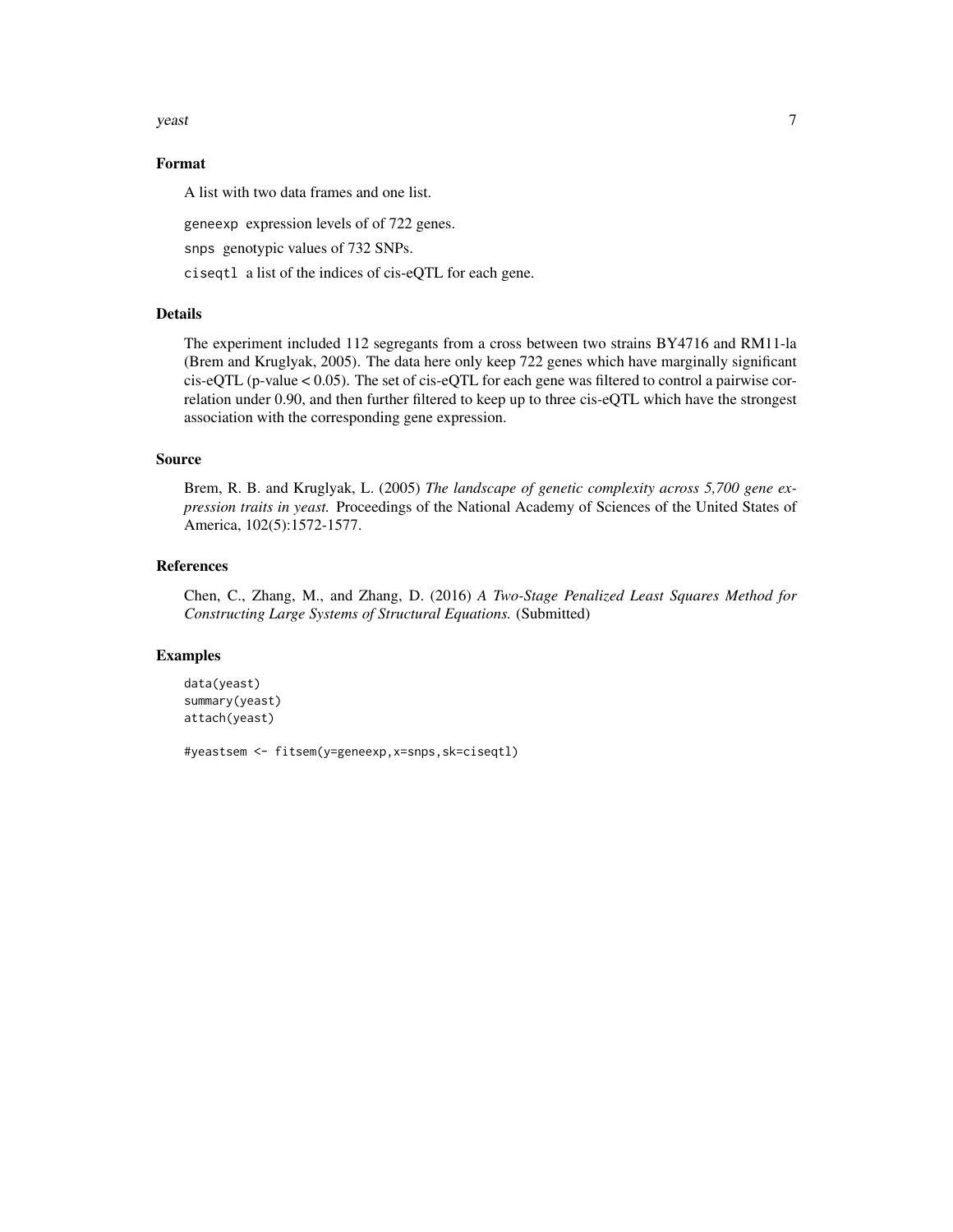## Format

A list with two data frames and one list.

`geneexp` expression levels of of 722 genes.

`snps` genotypic values of 732 SNPs.

`ciseqtl` a list of the indices of cis-eQTL for each gene.

## Details

The experiment included 112 segregants from a cross between two strains BY4716 and RM11-la (Brem and Kruglyak, 2005). The data here only keep 722 genes which have marginally significant cis-eQTL (p-value < 0.05). The set of cis-eQTL for each gene was filtered to control a pairwise correlation under 0.90, and then further filtered to keep up to three cis-eQTL which have the strongest association with the corresponding gene expression.

## Source

Brem, R. B. and Kruglyak, L. (2005) *The landscape of genetic complexity across 5,700 gene expression traits in yeast.* Proceedings of the National Academy of Sciences of the United States of America, 102(5):1572-1577.

## References

Chen, C., Zhang, M., and Zhang, D. (2016) *A Two-Stage Penalized Least Squares Method for Constructing Large Systems of Structural Equations.* (Submitted)

## Examples

```
data(yeast)
summary(yeast)
attach(yeast)

#yeastsem <- fitsem(y=geneexp,x=snps,sk=ciseqtl)
```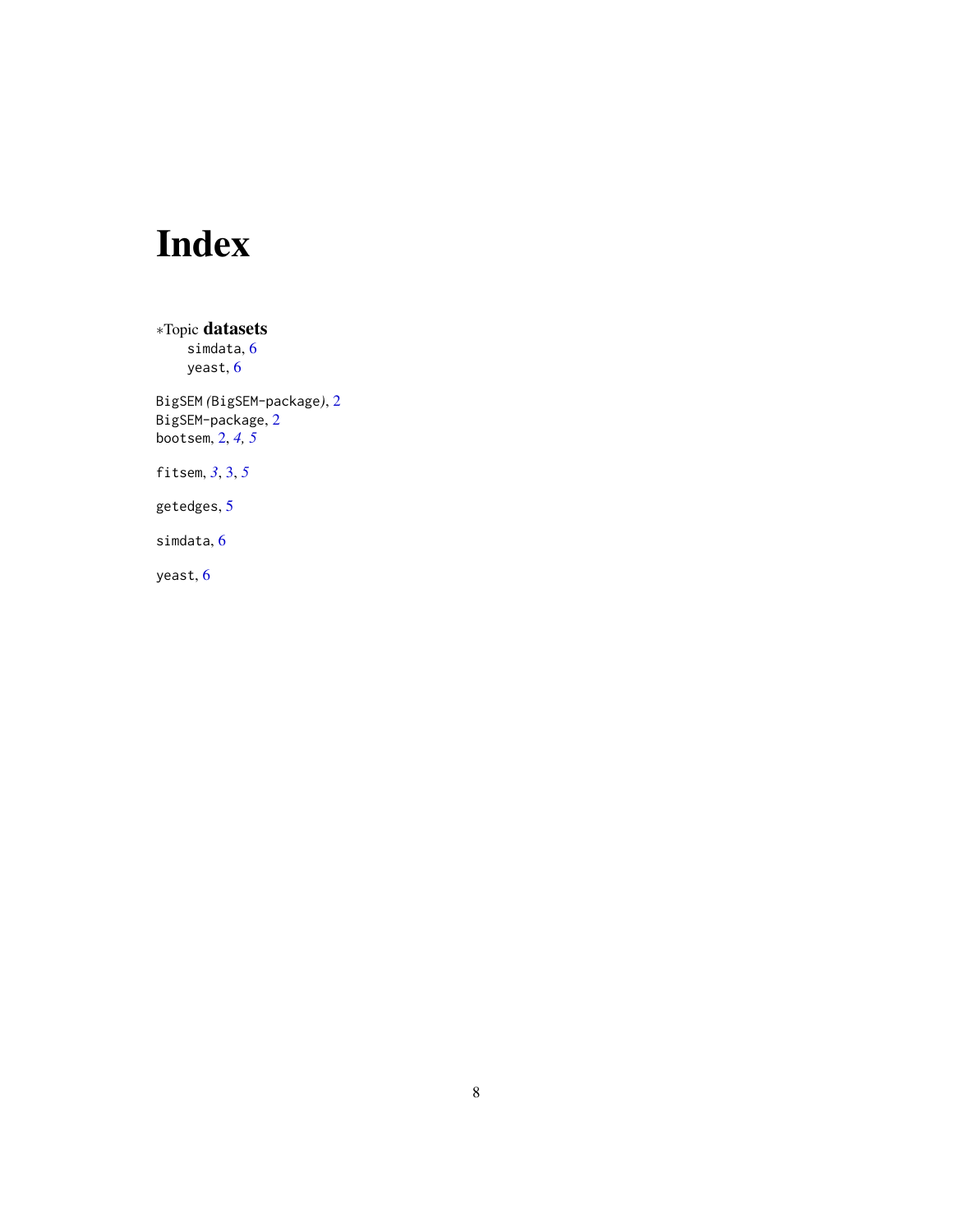# Index

∗Topic **datasets**
    simdata, 6
    yeast, 6

BigSEM *(*BigSEM-package*)*, 2
BigSEM-package, 2
bootsem, 2, *4, 5*

fitsem, *3*, 3, *5*

getedges, 5

simdata, 6

yeast, 6